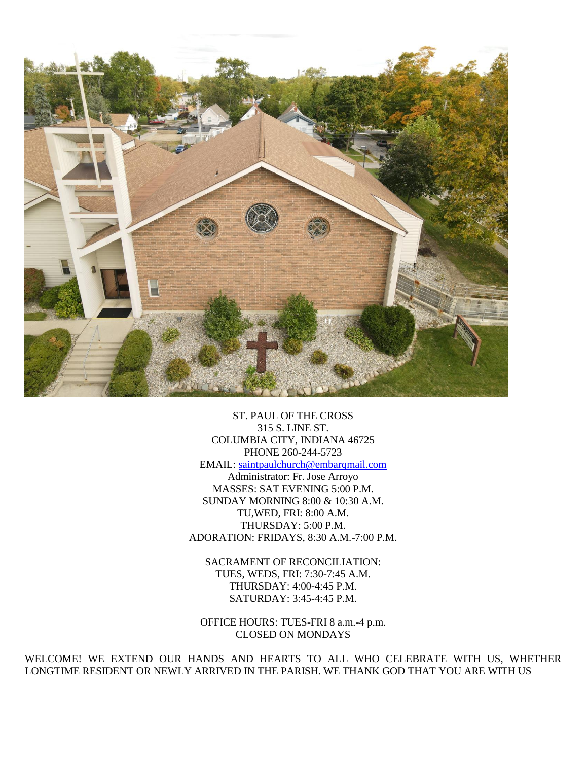ST. PAUL OF THE CROSS
315 S. LINE ST.
COLUMBIA CITY, INDIANA 46725
PHONE 260-244-5723
EMAIL: saintpaulchurch@embarqmail.com
Administrator: Fr. Jose Arroyo
MASSES: SAT EVENING 5:00 P.M.
SUNDAY MORNING 8:00 & 10:30 A.M.
TU,WED, FRI: 8:00 A.M.
THURSDAY: 5:00 P.M.
ADORATION: FRIDAYS, 8:30 A.M.-7:00 P.M.

SACRAMENT OF RECONCILIATION:
TUES, WEDS, FRI: 7:30-7:45 A.M.
THURSDAY: 4:00-4:45 P.M.
SATURDAY: 3:45-4:45 P.M.

OFFICE HOURS: TUES-FRI 8 a.m.-4 p.m.
CLOSED ON MONDAYS

WELCOME! WE EXTEND OUR HANDS AND HEARTS TO ALL WHO CELEBRATE WITH US, WHETHER LONGTIME RESIDENT OR NEWLY ARRIVED IN THE PARISH. WE THANK GOD THAT YOU ARE WITH US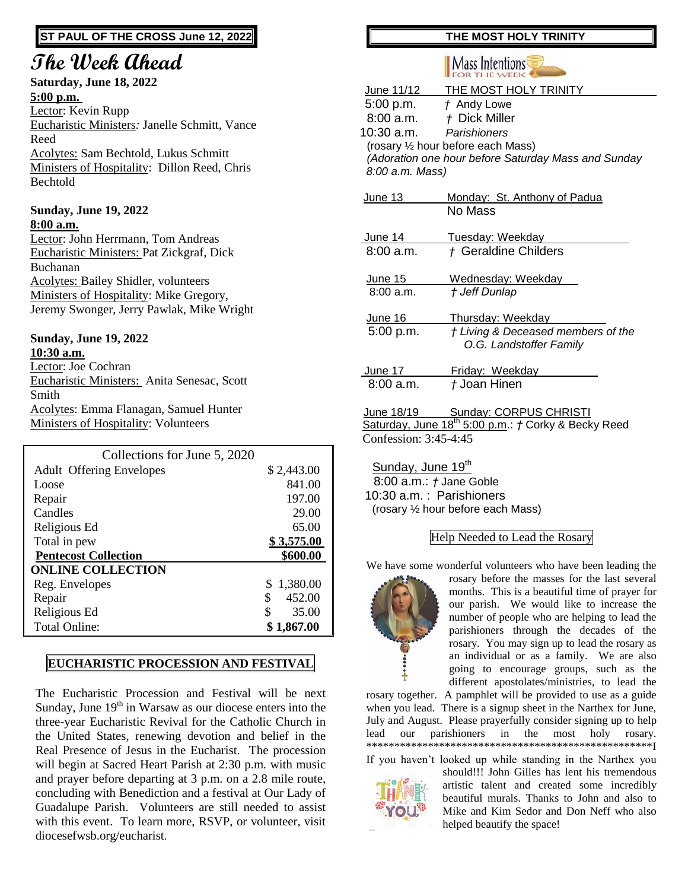**ST PAUL OF THE CROSS June 12, 2022**

# The Week Ahead

**Saturday, June 18, 2022**
**5:00 p.m.**
Lector: Kevin Rupp
Eucharistic Ministers: Janelle Schmitt, Vance Reed
Acolytes: Sam Bechtold, Lukus Schmitt
Ministers of Hospitality: Dillon Reed, Chris Bechtold

**Sunday, June 19, 2022**
**8:00 a.m.**
Lector: John Herrmann, Tom Andreas
Eucharistic Ministers: Pat Zickgraf, Dick Buchanan
Acolytes: Bailey Shidler, volunteers
Ministers of Hospitality: Mike Gregory, Jeremy Swonger, Jerry Pawlak, Mike Wright

**Sunday, June 19, 2022**
**10:30 a.m.**
Lector: Joe Cochran
Eucharistic Ministers: Anita Senesac, Scott Smith
Acolytes: Emma Flanagan, Samuel Hunter
Ministers of Hospitality: Volunteers

| Collections for June 5, 2020 | |
|---|---|
| Adult Offering Envelopes | $ 2,443.00 |
| Loose | 841.00 |
| Repair | 197.00 |
| Candles | 29.00 |
| Religious Ed | 65.00 |
| Total in pew | **$ 3,575.00** |
| **Pentecost Collection** | **$600.00** |
| **ONLINE COLLECTION** | |
| Reg. Envelopes | $ 1,380.00 |
| Repair | $ 452.00 |
| Religious Ed | $ 35.00 |
| Total Online: | **$ 1,867.00** |

## EUCHARISTIC PROCESSION AND FESTIVAL

The Eucharistic Procession and Festival will be next Sunday, June 19th in Warsaw as our diocese enters into the three-year Eucharistic Revival for the Catholic Church in the United States, renewing devotion and belief in the Real Presence of Jesus in the Eucharist. The procession will begin at Sacred Heart Parish at 2:30 p.m. with music and prayer before departing at 3 p.m. on a 2.8 mile route, concluding with Benediction and a festival at Our Lady of Guadalupe Parish. Volunteers are still needed to assist with this event. To learn more, RSVP, or volunteer, visit diocesefwsb.org/eucharist.

**THE MOST HOLY TRINITY**

## Mass Intentions FOR THE WEEK

June 11/12 THE MOST HOLY TRINITY
5:00 p.m. † Andy Lowe
8:00 a.m. † Dick Miller
10:30 a.m. *Parishioners*
(rosary ½ hour before each Mass)
*(Adoration one hour before Saturday Mass and Sunday 8:00 a.m. Mass)*

June 13 Monday: St. Anthony of Padua
No Mass

June 14 Tuesday: Weekday
8:00 a.m. † Geraldine Childers

June 15 Wednesday: Weekday
8:00 a.m. *† Jeff Dunlap*

June 16 Thursday: Weekday
5:00 p.m. *† Living & Deceased members of the O.G. Landstoffer Family*

June 17 Friday: Weekday
8:00 a.m. † Joan Hinen

June 18/19 Sunday: CORPUS CHRISTI
Saturday, June 18th 5:00 p.m.: † Corky & Becky Reed
Confession: 3:45-4:45

Sunday, June 19th
8:00 a.m.: † Jane Goble
10:30 a.m. : Parishioners
(rosary ½ hour before each Mass)

## Help Needed to Lead the Rosary

We have some wonderful volunteers who have been leading the rosary before the masses for the last several months. This is a beautiful time of prayer for our parish. We would like to increase the number of people who are helping to lead the parishioners through the decades of the rosary. You may sign up to lead the rosary as an individual or as a family. We are also going to encourage groups, such as the different apostolates/ministries, to lead the rosary together. A pamphlet will be provided to use as a guide when you lead. There is a signup sheet in the Narthex for June, July and August. Please prayerfully consider signing up to help lead our parishioners in the most holy rosary.

***************************************************

If you haven't looked up while standing in the Narthex you should!!! John Gilles has lent his tremendous artistic talent and created some incredibly beautiful murals. Thanks to John and also to Mike and Kim Sedor and Don Neff who also helped beautify the space!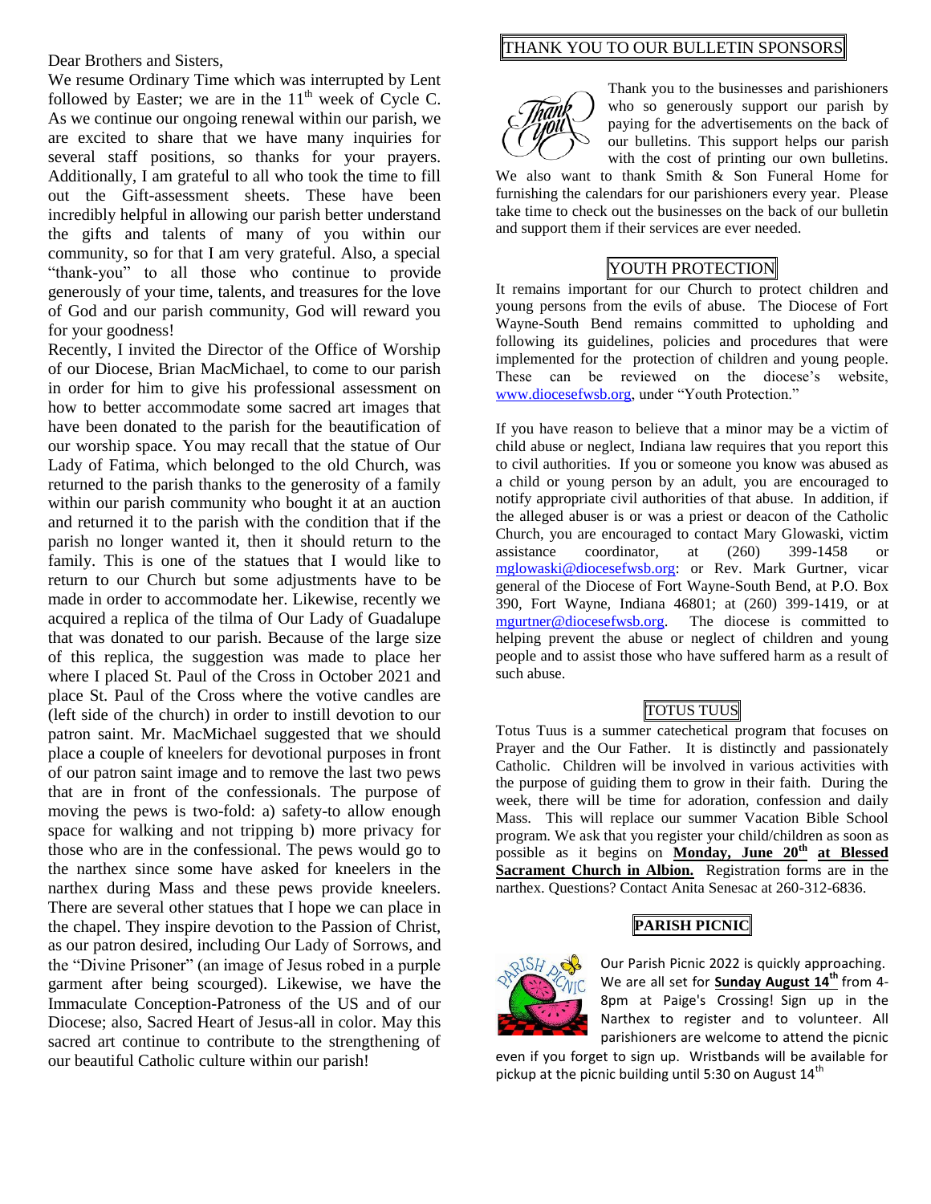Dear Brothers and Sisters,

We resume Ordinary Time which was interrupted by Lent followed by Easter; we are in the 11th week of Cycle C. As we continue our ongoing renewal within our parish, we are excited to share that we have many inquiries for several staff positions, so thanks for your prayers. Additionally, I am grateful to all who took the time to fill out the Gift-assessment sheets. These have been incredibly helpful in allowing our parish better understand the gifts and talents of many of you within our community, so for that I am very grateful. Also, a special "thank-you" to all those who continue to provide generously of your time, talents, and treasures for the love of God and our parish community, God will reward you for your goodness!

Recently, I invited the Director of the Office of Worship of our Diocese, Brian MacMichael, to come to our parish in order for him to give his professional assessment on how to better accommodate some sacred art images that have been donated to the parish for the beautification of our worship space. You may recall that the statue of Our Lady of Fatima, which belonged to the old Church, was returned to the parish thanks to the generosity of a family within our parish community who bought it at an auction and returned it to the parish with the condition that if the parish no longer wanted it, then it should return to the family. This is one of the statues that I would like to return to our Church but some adjustments have to be made in order to accommodate her. Likewise, recently we acquired a replica of the tilma of Our Lady of Guadalupe that was donated to our parish. Because of the large size of this replica, the suggestion was made to place her where I placed St. Paul of the Cross in October 2021 and place St. Paul of the Cross where the votive candles are (left side of the church) in order to instill devotion to our patron saint. Mr. MacMichael suggested that we should place a couple of kneelers for devotional purposes in front of our patron saint image and to remove the last two pews that are in front of the confessionals. The purpose of moving the pews is two-fold: a) safety-to allow enough space for walking and not tripping b) more privacy for those who are in the confessional. The pews would go to the narthex since some have asked for kneelers in the narthex during Mass and these pews provide kneelers. There are several other statues that I hope we can place in the chapel. They inspire devotion to the Passion of Christ, as our patron desired, including Our Lady of Sorrows, and the "Divine Prisoner" (an image of Jesus robed in a purple garment after being scourged). Likewise, we have the Immaculate Conception-Patroness of the US and of our Diocese; also, Sacred Heart of Jesus-all in color. May this sacred art continue to contribute to the strengthening of our beautiful Catholic culture within our parish!

## THANK YOU TO OUR BULLETIN SPONSORS

Thank you to the businesses and parishioners who so generously support our parish by paying for the advertisements on the back of our bulletin. This support helps our parish with the cost of printing our own bulletins. We also want to thank Smith & Son Funeral Home for furnishing the calendars for our parishioners every year. Please take time to check out the businesses on the back of our bulletin and support them if their services are ever needed.

## YOUTH PROTECTION

It remains important for our Church to protect children and young persons from the evils of abuse. The Diocese of Fort Wayne-South Bend remains committed to upholding and following its guidelines, policies and procedures that were implemented for the protection of children and young people. These can be reviewed on the diocese's website, www.diocesefwsb.org, under "Youth Protection."

If you have reason to believe that a minor may be a victim of child abuse or neglect, Indiana law requires that you report this to civil authorities. If you or someone you know was abused as a child or young person by an adult, you are encouraged to notify appropriate civil authorities of that abuse. In addition, if the alleged abuser is or was a priest or deacon of the Catholic Church, you are encouraged to contact Mary Glowaski, victim assistance coordinator, at (260) 399-1458 or mglowaski@diocesefwsb.org: or Rev. Mark Gurtner, vicar general of the Diocese of Fort Wayne-South Bend, at P.O. Box 390, Fort Wayne, Indiana 46801; at (260) 399-1419, or at mgurtner@diocesefwsb.org. The diocese is committed to helping prevent the abuse or neglect of children and young people and to assist those who have suffered harm as a result of such abuse.

## TOTUS TUUS

Totus Tuus is a summer catechetical program that focuses on Prayer and the Our Father. It is distinctly and passionately Catholic. Children will be involved in various activities with the purpose of guiding them to grow in their faith. During the week, there will be time for adoration, confession and daily Mass. This will replace our summer Vacation Bible School program. We ask that you register your child/children as soon as possible as it begins on **Monday, June 20th at Blessed Sacrament Church in Albion.** Registration forms are in the narthex. Questions? Contact Anita Senesac at 260-312-6836.

## PARISH PICNIC

Our Parish Picnic 2022 is quickly approaching. We are all set for **Sunday August 14th** from 4-8pm at Paige's Crossing! Sign up in the Narthex to register and to volunteer. All parishioners are welcome to attend the picnic even if you forget to sign up. Wristbands will be available for pickup at the picnic building until 5:30 on August 14th